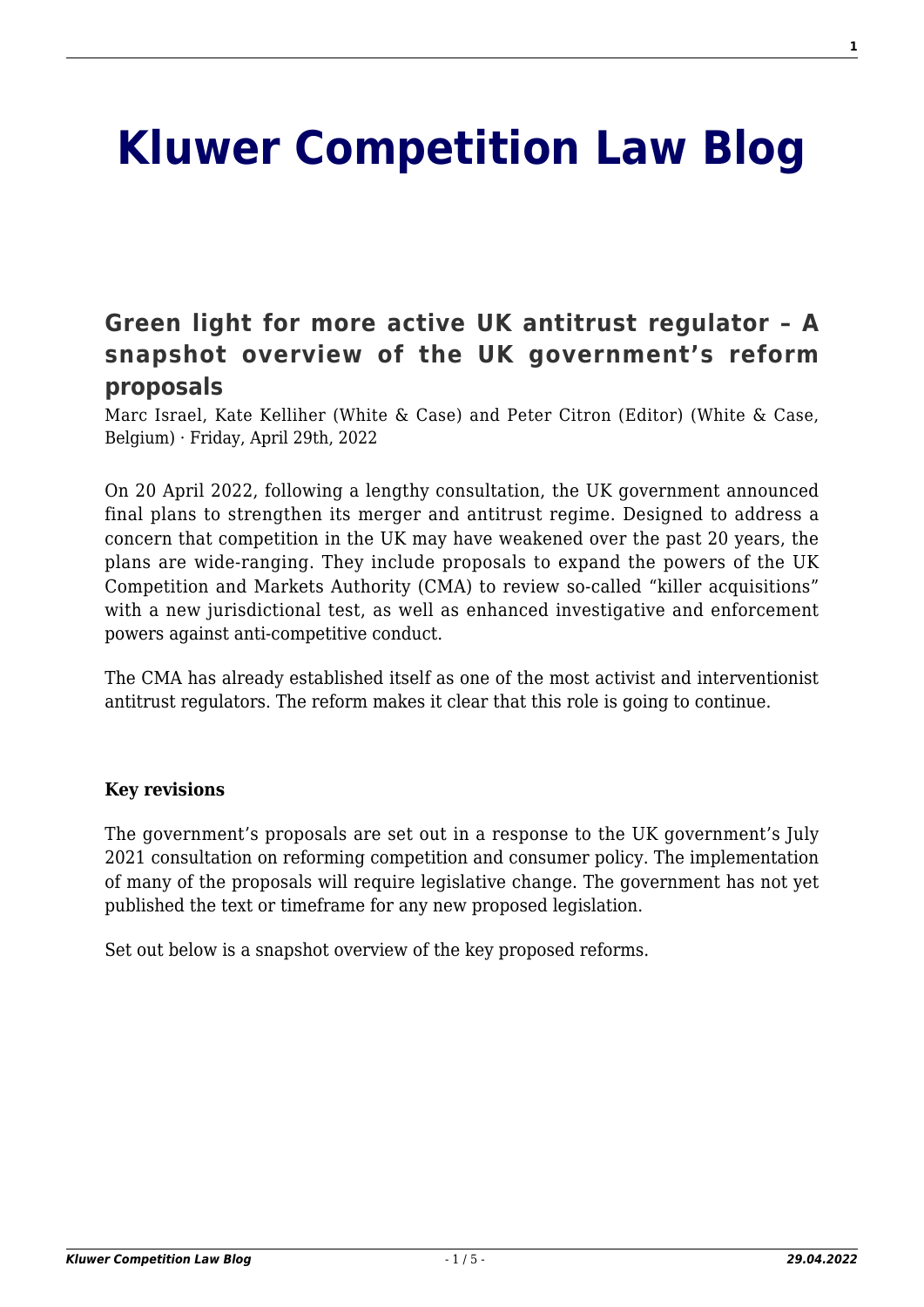# Kluwer Competition Law Blog

## Green light for more active UK antitrust regulator – A snapshot overview of the UK government's reform proposals

Marc Israel, Kate Kelliher (White & Case) and Peter Citron (Editor) (White & Case, Belgium) · Friday, April 29th, 2022

On 20 April 2022, following a lengthy consultation, the UK government announced final plans to strengthen its merger and antitrust regime. Designed to address a concern that competition in the UK may have weakened over the past 20 years, the plans are wide-ranging. They include proposals to expand the powers of the UK Competition and Markets Authority (CMA) to review so-called "killer acquisitions" with a new jurisdictional test, as well as enhanced investigative and enforcement powers against anti-competitive conduct.

The CMA has already established itself as one of the most activist and interventionist antitrust regulators. The reform makes it clear that this role is going to continue.

**Key revisions**

The government's proposals are set out in a response to the UK government's July 2021 consultation on reforming competition and consumer policy. The implementation of many of the proposals will require legislative change. The government has not yet published the text or timeframe for any new proposed legislation.

Set out below is a snapshot overview of the key proposed reforms.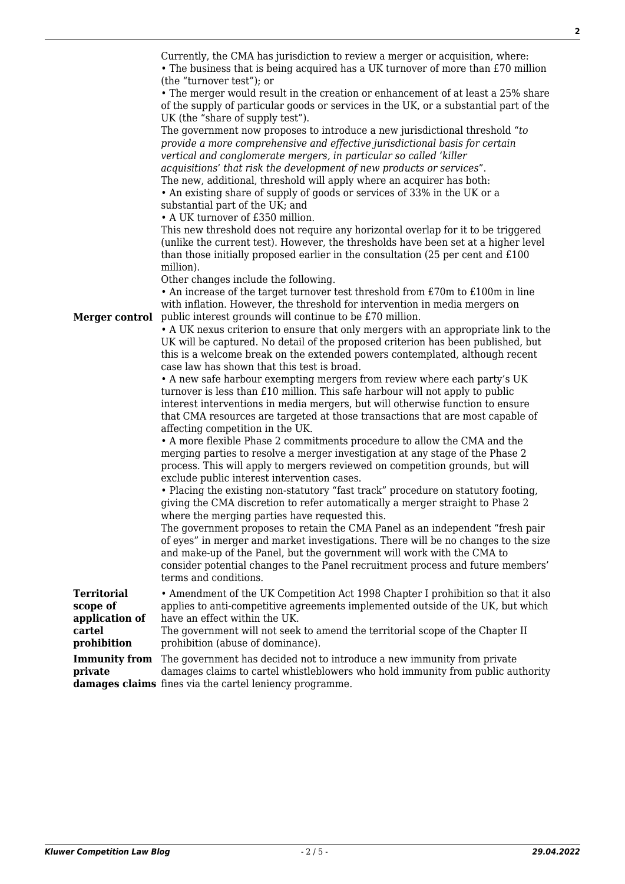| | |
|---|---|
| **Merger control** | Currently, the CMA has jurisdiction to review a merger or acquisition, where:<br>• The business that is being acquired has a UK turnover of more than £70 million (the "turnover test"); or<br>• The merger would result in the creation or enhancement of at least a 25% share of the supply of particular goods or services in the UK, or a substantial part of the UK (the "share of supply test").<br>The government now proposes to introduce a new jurisdictional threshold "*to provide a more comprehensive and effective jurisdictional basis for certain vertical and conglomerate mergers, in particular so called 'killer acquisitions' that risk the development of new products or services*".<br>The new, additional, threshold will apply where an acquirer has both:<br>• An existing share of supply of goods or services of 33% in the UK or a substantial part of the UK; and<br>• A UK turnover of £350 million.<br>This new threshold does not require any horizontal overlap for it to be triggered (unlike the current test). However, the thresholds have been set at a higher level than those initially proposed earlier in the consultation (25 per cent and £100 million).<br>Other changes include the following.<br>• An increase of the target turnover test threshold from £70m to £100m in line with inflation. However, the threshold for intervention in media mergers on public interest grounds will continue to be £70 million.<br>• A UK nexus criterion to ensure that only mergers with an appropriate link to the UK will be captured. No detail of the proposed criterion has been published, but this is a welcome break on the extended powers contemplated, although recent case law has shown that this test is broad.<br>• A new safe harbour exempting mergers from review where each party's UK turnover is less than £10 million. This safe harbour will not apply to public interest interventions in media mergers, but will otherwise function to ensure that CMA resources are targeted at those transactions that are most capable of affecting competition in the UK.<br>• A more flexible Phase 2 commitments procedure to allow the CMA and the merging parties to resolve a merger investigation at any stage of the Phase 2 process. This will apply to mergers reviewed on competition grounds, but will exclude public interest intervention cases.<br>• Placing the existing non-statutory "fast track" procedure on statutory footing, giving the CMA discretion to refer automatically a merger straight to Phase 2 where the merging parties have requested this.<br>The government proposes to retain the CMA Panel as an independent "fresh pair of eyes" in merger and market investigations. There will be no changes to the size and make-up of the Panel, but the government will work with the CMA to consider potential changes to the Panel recruitment process and future members' terms and conditions. |
| **Territorial scope of application of cartel prohibition** | • Amendment of the UK Competition Act 1998 Chapter I prohibition so that it also applies to anti-competitive agreements implemented outside of the UK, but which have an effect within the UK.<br>The government will not seek to amend the territorial scope of the Chapter II prohibition (abuse of dominance). |
| **Immunity from private damages claims** | The government has decided not to introduce a new immunity from private damages claims to cartel whistleblowers who hold immunity from public authority fines via the cartel leniency programme. |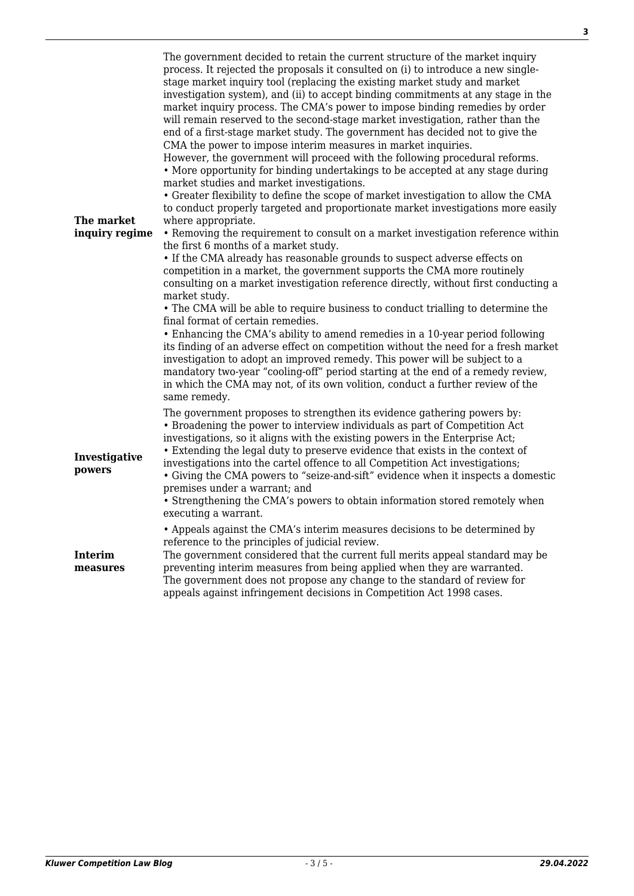| | |
|---|---|
| **The market inquiry regime** | The government decided to retain the current structure of the market inquiry process. It rejected the proposals it consulted on (i) to introduce a new single-stage market inquiry tool (replacing the existing market study and market investigation system), and (ii) to accept binding commitments at any stage in the market inquiry process. The CMA's power to impose binding remedies by order will remain reserved to the second-stage market investigation, rather than the end of a first-stage market study. The government has decided not to give the CMA the power to impose interim measures in market inquiries.<br>However, the government will proceed with the following procedural reforms.<br>• More opportunity for binding undertakings to be accepted at any stage during market studies and market investigations.<br>• Greater flexibility to define the scope of market investigation to allow the CMA to conduct properly targeted and proportionate market investigations more easily where appropriate.<br>• Removing the requirement to consult on a market investigation reference within the first 6 months of a market study.<br>• If the CMA already has reasonable grounds to suspect adverse effects on competition in a market, the government supports the CMA more routinely consulting on a market investigation reference directly, without first conducting a market study.<br>• The CMA will be able to require business to conduct trialling to determine the final format of certain remedies.<br>• Enhancing the CMA's ability to amend remedies in a 10-year period following its finding of an adverse effect on competition without the need for a fresh market investigation to adopt an improved remedy. This power will be subject to a mandatory two-year "cooling-off" period starting at the end of a remedy review, in which the CMA may not, of its own volition, conduct a further review of the same remedy. |
| **Investigative powers** | The government proposes to strengthen its evidence gathering powers by:<br>• Broadening the power to interview individuals as part of Competition Act investigations, so it aligns with the existing powers in the Enterprise Act;<br>• Extending the legal duty to preserve evidence that exists in the context of investigations into the cartel offence to all Competition Act investigations;<br>• Giving the CMA powers to "seize-and-sift" evidence when it inspects a domestic premises under a warrant; and<br>• Strengthening the CMA's powers to obtain information stored remotely when executing a warrant. |
| **Interim measures** | • Appeals against the CMA's interim measures decisions to be determined by reference to the principles of judicial review.<br>The government considered that the current full merits appeal standard may be preventing interim measures from being applied when they are warranted.<br>The government does not propose any change to the standard of review for appeals against infringement decisions in Competition Act 1998 cases. |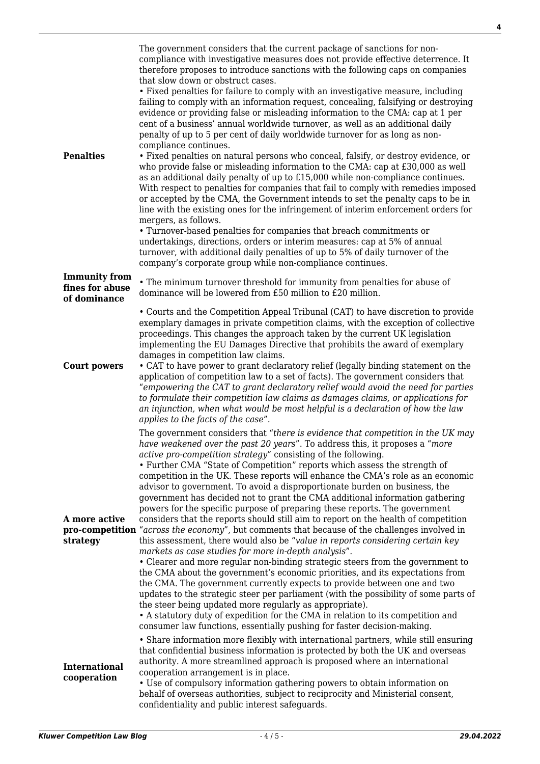| | |
|---|---|
| **Penalties** | The government considers that the current package of sanctions for non-compliance with investigative measures does not provide effective deterrence. It therefore proposes to introduce sanctions with the following caps on companies that slow down or obstruct cases.<br>• Fixed penalties for failure to comply with an investigative measure, including failing to comply with an information request, concealing, falsifying or destroying evidence or providing false or misleading information to the CMA: cap at 1 per cent of a business' annual worldwide turnover, as well as an additional daily penalty of up to 5 per cent of daily worldwide turnover for as long as non-compliance continues.<br>• Fixed penalties on natural persons who conceal, falsify, or destroy evidence, or who provide false or misleading information to the CMA: cap at £30,000 as well as an additional daily penalty of up to £15,000 while non-compliance continues.<br>With respect to penalties for companies that fail to comply with remedies imposed or accepted by the CMA, the Government intends to set the penalty caps to be in line with the existing ones for the infringement of interim enforcement orders for mergers, as follows.<br>• Turnover-based penalties for companies that breach commitments or undertakings, directions, orders or interim measures: cap at 5% of annual turnover, with additional daily penalties of up to 5% of daily turnover of the company's corporate group while non-compliance continues. |
| **Immunity from fines for abuse of dominance** | • The minimum turnover threshold for immunity from penalties for abuse of dominance will be lowered from £50 million to £20 million. |
| **Court powers** | • Courts and the Competition Appeal Tribunal (CAT) to have discretion to provide exemplary damages in private competition claims, with the exception of collective proceedings. This changes the approach taken by the current UK legislation implementing the EU Damages Directive that prohibits the award of exemplary damages in competition law claims.<br>• CAT to have power to grant declaratory relief (legally binding statement on the application of competition law to a set of facts). The government considers that "*empowering the CAT to grant declaratory relief would avoid the need for parties to formulate their competition law claims as damages claims, or applications for an injunction, when what would be most helpful is a declaration of how the law applies to the facts of the case*". |
| **A more active pro-competition strategy** | The government considers that "*there is evidence that competition in the UK may have weakened over the past 20 years*". To address this, it proposes a "*more active pro-competition strategy*" consisting of the following.<br>• Further CMA "State of Competition" reports which assess the strength of competition in the UK. These reports will enhance the CMA's role as an economic advisor to government. To avoid a disproportionate burden on business, the government has decided not to grant the CMA additional information gathering powers for the specific purpose of preparing these reports. The government considers that the reports should still aim to report on the health of competition "*across the economy*", but comments that because of the challenges involved in this assessment, there would also be "*value in reports considering certain key markets as case studies for more in-depth analysis*".<br>• Clearer and more regular non-binding strategic steers from the government to the CMA about the government's economic priorities, and its expectations from the CMA. The government currently expects to provide between one and two updates to the strategic steer per parliament (with the possibility of some parts of the steer being updated more regularly as appropriate).<br>• A statutory duty of expedition for the CMA in relation to its competition and consumer law functions, essentially pushing for faster decision-making. |
| **International cooperation** | • Share information more flexibly with international partners, while still ensuring that confidential business information is protected by both the UK and overseas authority. A more streamlined approach is proposed where an international cooperation arrangement is in place.<br>• Use of compulsory information gathering powers to obtain information on behalf of overseas authorities, subject to reciprocity and Ministerial consent, confidentiality and public interest safeguards. |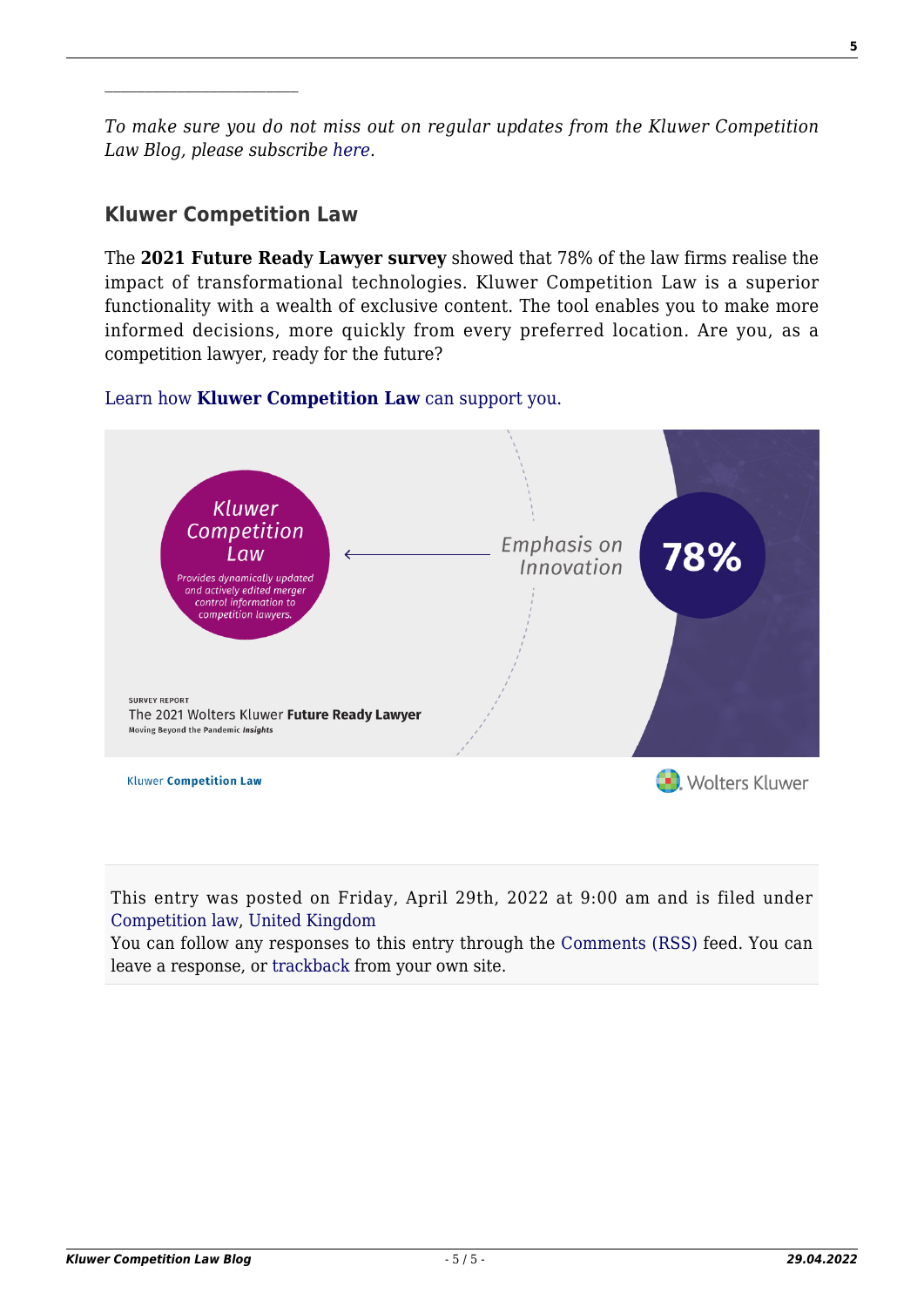---

*To make sure you do not miss out on regular updates from the Kluwer Competition Law Blog, please subscribe here.*

## Kluwer Competition Law

The **2021 Future Ready Lawyer survey** showed that 78% of the law firms realise the impact of transformational technologies. Kluwer Competition Law is a superior functionality with a wealth of exclusive content. The tool enables you to make more informed decisions, more quickly from every preferred location. Are you, as a competition lawyer, ready for the future?

Learn how **Kluwer Competition Law** can support you.

Kluwer Competition Law

Provides dynamically updated and actively edited merger control information to competition lawyers.

Emphasis on Innovation

78%

SURVEY REPORT

The 2021 Wolters Kluwer **Future Ready Lawyer**

Moving Beyond the Pandemic *Insights*

Kluwer **Competition Law**

Wolters Kluwer

This entry was posted on Friday, April 29th, 2022 at 9:00 am and is filed under Competition law, United Kingdom

You can follow any responses to this entry through the Comments (RSS) feed. You can leave a response, or trackback from your own site.